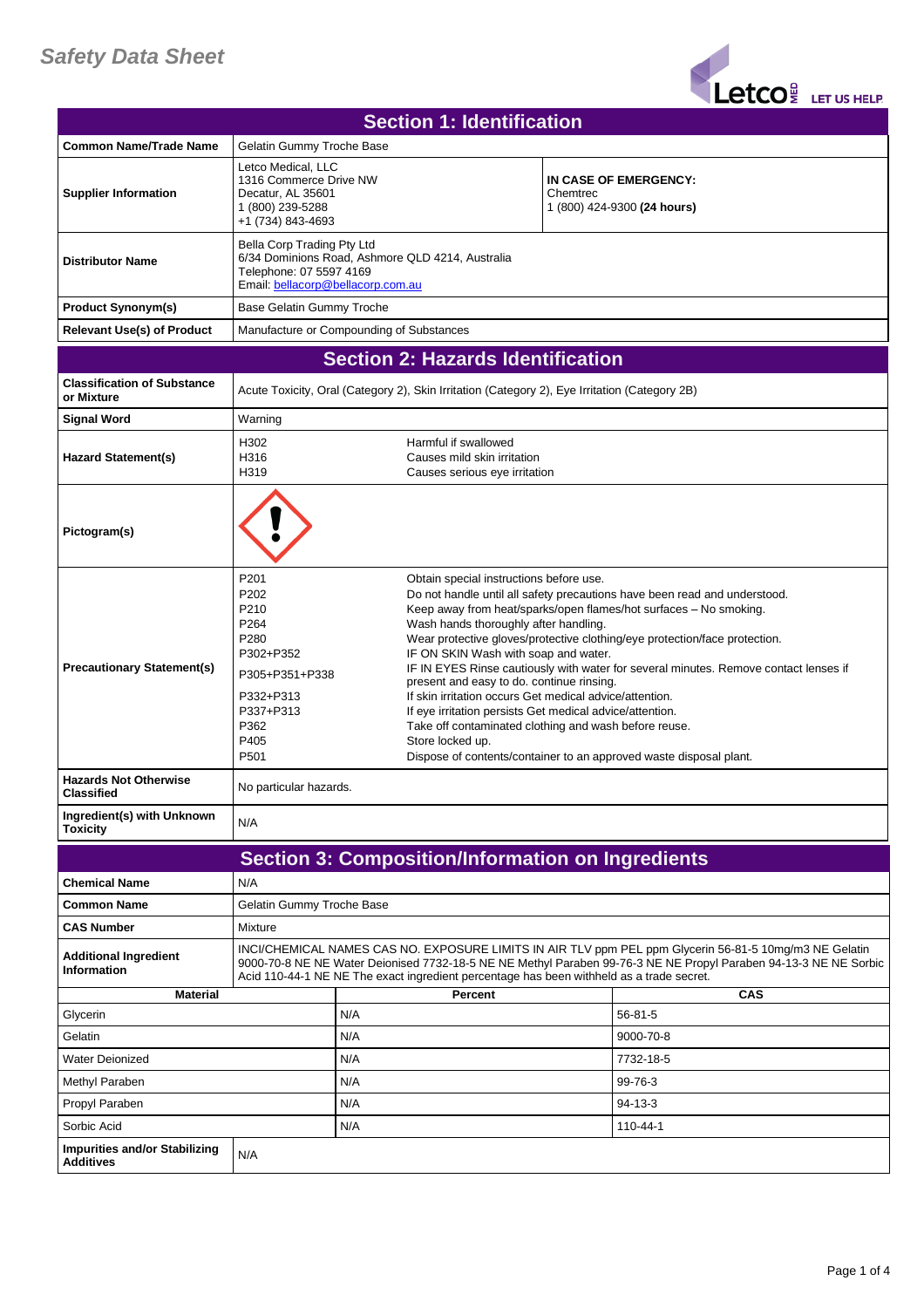# Safety Data Sheet

## Section 1: Identification

| | | |
|---|---|---|
| **Common Name/Trade Name** | Gelatin Gummy Troche Base | |
| **Supplier Information** | Letco Medical, LLC<br>1316 Commerce Drive NW<br>Decatur, AL 35601<br>1 (800) 239-5288<br>+1 (734) 843-4693 | **IN CASE OF EMERGENCY:**<br>Chemtrec<br>1 (800) 424-9300 **(24 hours)** |
| **Distributor Name** | Bella Corp Trading Pty Ltd<br>6/34 Dominions Road, Ashmore QLD 4214, Australia<br>Telephone: 07 5597 4169<br>Email: bellacorp@bellacorp.com.au | |
| **Product Synonym(s)** | Base Gelatin Gummy Troche | |
| **Relevant Use(s) of Product** | Manufacture or Compounding of Substances | |

## Section 2: Hazards Identification

| | | |
|---|---|---|
| **Classification of Substance or Mixture** | Acute Toxicity, Oral (Category 2), Skin Irritation (Category 2), Eye Irritation (Category 2B) | |
| **Signal Word** | Warning | |
| **Hazard Statement(s)** | H302<br>H316<br>H319 | Harmful if swallowed<br>Causes mild skin irritation<br>Causes serious eye irritation |
| **Pictogram(s)** | | |
| **Precautionary Statement(s)** | P201<br>P202<br>P210<br>P264<br>P280<br>P302+P352<br>P305+P351+P338<br><br>P332+P313<br>P337+P313<br>P362<br>P405<br>P501 | Obtain special instructions before use.<br>Do not handle until all safety precautions have been read and understood.<br>Keep away from heat/sparks/open flames/hot surfaces – No smoking.<br>Wash hands thoroughly after handling.<br>Wear protective gloves/protective clothing/eye protection/face protection.<br>IF ON SKIN Wash with soap and water.<br>IF IN EYES Rinse cautiously with water for several minutes. Remove contact lenses if present and easy to do. continue rinsing.<br>If skin irritation occurs Get medical advice/attention.<br>If eye irritation persists Get medical advice/attention.<br>Take off contaminated clothing and wash before reuse.<br>Store locked up.<br>Dispose of contents/container to an approved waste disposal plant. |
| **Hazards Not Otherwise Classified** | No particular hazards. | |
| **Ingredient(s) with Unknown Toxicity** | N/A | |

## Section 3: Composition/Information on Ingredients

| | |
|---|---|
| **Chemical Name** | N/A |
| **Common Name** | Gelatin Gummy Troche Base |
| **CAS Number** | Mixture |
| **Additional Ingredient Information** | INCI/CHEMICAL NAMES CAS NO. EXPOSURE LIMITS IN AIR TLV ppm PEL ppm Glycerin 56-81-5 10mg/m3 NE Gelatin 9000-70-8 NE NE Water Deionised 7732-18-5 NE NE Methyl Paraben 99-76-3 NE NE Propyl Paraben 94-13-3 NE NE Sorbic Acid 110-44-1 NE NE The exact ingredient percentage has been withheld as a trade secret. |

| Material | Percent | CAS |
|---|---|---|
| Glycerin | N/A | 56-81-5 |
| Gelatin | N/A | 9000-70-8 |
| Water Deionized | N/A | 7732-18-5 |
| Methyl Paraben | N/A | 99-76-3 |
| Propyl Paraben | N/A | 94-13-3 |
| Sorbic Acid | N/A | 110-44-1 |

| | |
|---|---|
| **Impurities and/or Stabilizing Additives** | N/A |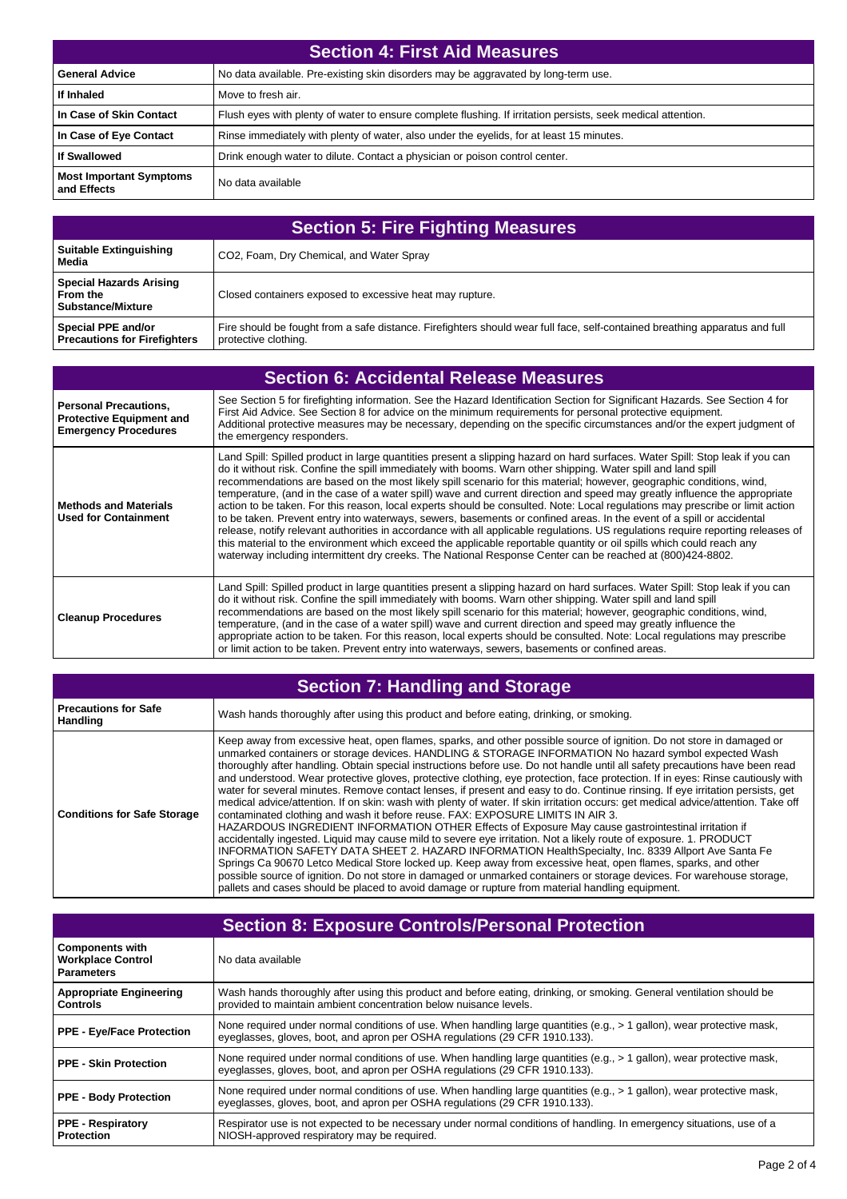## Section 4: First Aid Measures

| | |
|---|---|
| **General Advice** | No data available. Pre-existing skin disorders may be aggravated by long-term use. |
| **If Inhaled** | Move to fresh air. |
| **In Case of Skin Contact** | Flush eyes with plenty of water to ensure complete flushing. If irritation persists, seek medical attention. |
| **In Case of Eye Contact** | Rinse immediately with plenty of water, also under the eyelids, for at least 15 minutes. |
| **If Swallowed** | Drink enough water to dilute. Contact a physician or poison control center. |
| **Most Important Symptoms and Effects** | No data available |

## Section 5: Fire Fighting Measures

| | |
|---|---|
| **Suitable Extinguishing Media** | $CO_2$, Foam, Dry Chemical, and Water Spray |
| **Special Hazards Arising From the Substance/Mixture** | Closed containers exposed to excessive heat may rupture. |
| **Special PPE and/or Precautions for Firefighters** | Fire should be fought from a safe distance. Firefighters should wear full face, self-contained breathing apparatus and full protective clothing. |

## Section 6: Accidental Release Measures

| | |
|---|---|
| **Personal Precautions, Protective Equipment and Emergency Procedures** | See Section 5 for firefighting information. See the Hazard Identification Section for Significant Hazards. See Section 4 for First Aid Advice. See Section 8 for advice on the minimum requirements for personal protective equipment. Additional protective measures may be necessary, depending on the specific circumstances and/or the expert judgment of the emergency responders. |
| **Methods and Materials Used for Containment** | Land Spill: Spilled product in large quantities present a slipping hazard on hard surfaces. Water Spill: Stop leak if you can do it without risk. Confine the spill immediately with booms. Warn other shipping. Water spill and land spill recommendations are based on the most likely spill scenario for this material; however, geographic conditions, wind, temperature, (and in the case of a water spill) wave and current direction and speed may greatly influence the appropriate action to be taken. For this reason, local experts should be consulted. Note: Local regulations may prescribe or limit action to be taken. Prevent entry into waterways, sewers, basements or confined areas. In the event of a spill or accidental release, notify relevant authorities in accordance with all applicable regulations. US regulations require reporting releases of this material to the environment which exceed the applicable reportable quantity or oil spills which could reach any waterway including intermittent dry creeks. The National Response Center can be reached at (800)424-8802. |
| **Cleanup Procedures** | Land Spill: Spilled product in large quantities present a slipping hazard on hard surfaces. Water Spill: Stop leak if you can do it without risk. Confine the spill immediately with booms. Warn other shipping. Water spill and land spill recommendations are based on the most likely spill scenario for this material; however, geographic conditions, wind, temperature, (and in the case of a water spill) wave and current direction and speed may greatly influence the appropriate action to be taken. For this reason, local experts should be consulted. Note: Local regulations may prescribe or limit action to be taken. Prevent entry into waterways, sewers, basements or confined areas. |

## Section 7: Handling and Storage

| | |
|---|---|
| **Precautions for Safe Handling** | Wash hands thoroughly after using this product and before eating, drinking, or smoking. |
| **Conditions for Safe Storage** | Keep away from excessive heat, open flames, sparks, and other possible source of ignition. Do not store in damaged or unmarked containers or storage devices. HANDLING & STORAGE INFORMATION No hazard symbol expected Wash thoroughly after handling. Obtain special instructions before use. Do not handle until all safety precautions have been read and understood. Wear protective gloves, protective clothing, eye protection, face protection. If in eyes: Rinse cautiously with water for several minutes. Remove contact lenses, if present and easy to do. Continue rinsing. If eye irritation persists, get medical advice/attention. If on skin: wash with plenty of water. If skin irritation occurs: get medical advice/attention. Take off contaminated clothing and wash it before reuse. FAX: EXPOSURE LIMITS IN AIR 3. HAZARDOUS INGREDIENT INFORMATION OTHER Effects of Exposure May cause gastrointestinal irritation if accidentally ingested. Liquid may cause mild to severe eye irritation. Not a likely route of exposure. 1. PRODUCT INFORMATION SAFETY DATA SHEET 2. HAZARD INFORMATION HealthSpecialty, Inc. 8339 Allport Ave Santa Fe Springs Ca 90670 Letco Medical Store locked up. Keep away from excessive heat, open flames, sparks, and other possible source of ignition. Do not store in damaged or unmarked containers or storage devices. For warehouse storage, pallets and cases should be placed to avoid damage or rupture from material handling equipment. |

## Section 8: Exposure Controls/Personal Protection

| | |
|---|---|
| **Components with Workplace Control Parameters** | No data available |
| **Appropriate Engineering Controls** | Wash hands thoroughly after using this product and before eating, drinking, or smoking. General ventilation should be provided to maintain ambient concentration below nuisance levels. |
| **PPE - Eye/Face Protection** | None required under normal conditions of use. When handling large quantities (e.g., > 1 gallon), wear protective mask, eyeglasses, gloves, boot, and apron per OSHA regulations (29 CFR 1910.133). |
| **PPE - Skin Protection** | None required under normal conditions of use. When handling large quantities (e.g., > 1 gallon), wear protective mask, eyeglasses, gloves, boot, and apron per OSHA regulations (29 CFR 1910.133). |
| **PPE - Body Protection** | None required under normal conditions of use. When handling large quantities (e.g., > 1 gallon), wear protective mask, eyeglasses, gloves, boot, and apron per OSHA regulations (29 CFR 1910.133). |
| **PPE - Respiratory Protection** | Respirator use is not expected to be necessary under normal conditions of handling. In emergency situations, use of a NIOSH-approved respiratory may be required. |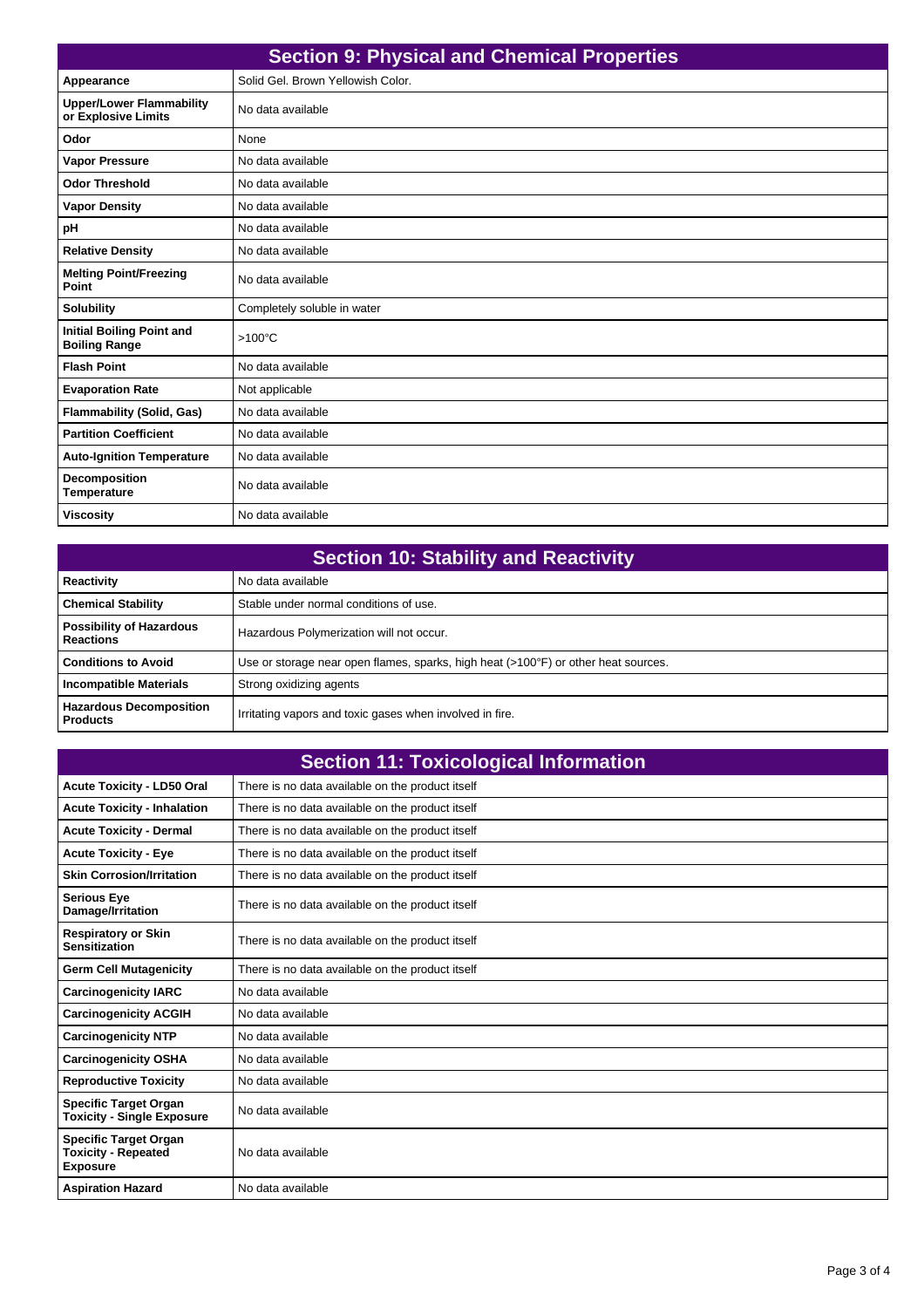## Section 9: Physical and Chemical Properties

| | |
|---|---|
| **Appearance** | Solid Gel. Brown Yellowish Color. |
| **Upper/Lower Flammability or Explosive Limits** | No data available |
| **Odor** | None |
| **Vapor Pressure** | No data available |
| **Odor Threshold** | No data available |
| **Vapor Density** | No data available |
| **pH** | No data available |
| **Relative Density** | No data available |
| **Melting Point/Freezing Point** | No data available |
| **Solubility** | Completely soluble in water |
| **Initial Boiling Point and Boiling Range** | >100°C |
| **Flash Point** | No data available |
| **Evaporation Rate** | Not applicable |
| **Flammability (Solid, Gas)** | No data available |
| **Partition Coefficient** | No data available |
| **Auto-Ignition Temperature** | No data available |
| **Decomposition Temperature** | No data available |
| **Viscosity** | No data available |

## Section 10: Stability and Reactivity

| | |
|---|---|
| **Reactivity** | No data available |
| **Chemical Stability** | Stable under normal conditions of use. |
| **Possibility of Hazardous Reactions** | Hazardous Polymerization will not occur. |
| **Conditions to Avoid** | Use or storage near open flames, sparks, high heat (>100°F) or other heat sources. |
| **Incompatible Materials** | Strong oxidizing agents |
| **Hazardous Decomposition Products** | Irritating vapors and toxic gases when involved in fire. |

## Section 11: Toxicological Information

| | |
|---|---|
| **Acute Toxicity - LD50 Oral** | There is no data available on the product itself |
| **Acute Toxicity - Inhalation** | There is no data available on the product itself |
| **Acute Toxicity - Dermal** | There is no data available on the product itself |
| **Acute Toxicity - Eye** | There is no data available on the product itself |
| **Skin Corrosion/Irritation** | There is no data available on the product itself |
| **Serious Eye Damage/Irritation** | There is no data available on the product itself |
| **Respiratory or Skin Sensitization** | There is no data available on the product itself |
| **Germ Cell Mutagenicity** | There is no data available on the product itself |
| **Carcinogenicity IARC** | No data available |
| **Carcinogenicity ACGIH** | No data available |
| **Carcinogenicity NTP** | No data available |
| **Carcinogenicity OSHA** | No data available |
| **Reproductive Toxicity** | No data available |
| **Specific Target Organ Toxicity - Single Exposure** | No data available |
| **Specific Target Organ Toxicity - Repeated Exposure** | No data available |
| **Aspiration Hazard** | No data available |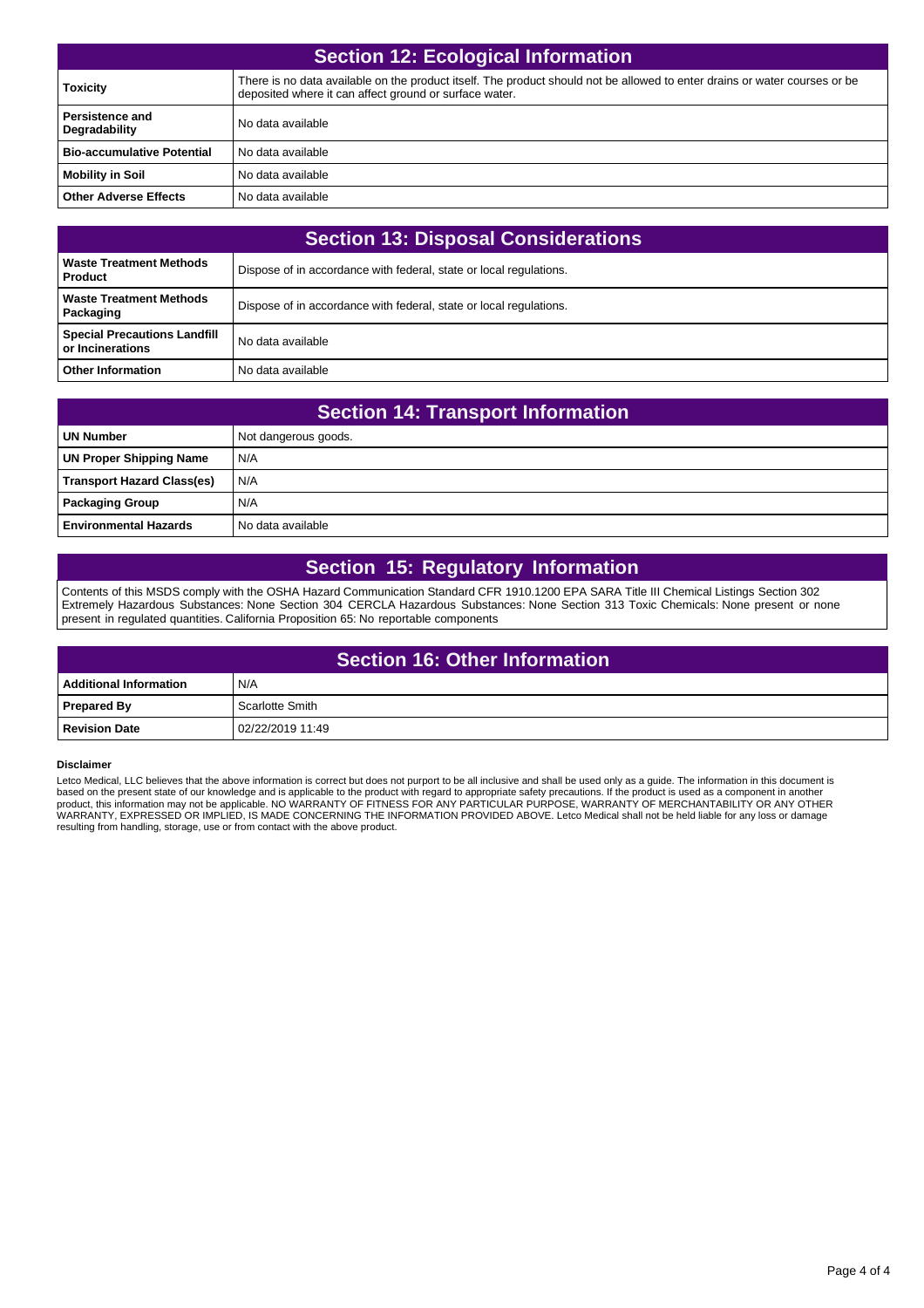## Section 12: Ecological Information

| | |
|---|---|
| **Toxicity** | There is no data available on the product itself. The product should not be allowed to enter drains or water courses or be deposited where it can affect ground or surface water. |
| **Persistence and Degradability** | No data available |
| **Bio-accumulative Potential** | No data available |
| **Mobility in Soil** | No data available |
| **Other Adverse Effects** | No data available |

## Section 13: Disposal Considerations

| | |
|---|---|
| **Waste Treatment Methods Product** | Dispose of in accordance with federal, state or local regulations. |
| **Waste Treatment Methods Packaging** | Dispose of in accordance with federal, state or local regulations. |
| **Special Precautions Landfill or Incinerations** | No data available |
| **Other Information** | No data available |

## Section 14: Transport Information

| | |
|---|---|
| **UN Number** | Not dangerous goods. |
| **UN Proper Shipping Name** | N/A |
| **Transport Hazard Class(es)** | N/A |
| **Packaging Group** | N/A |
| **Environmental Hazards** | No data available |

## Section 15: Regulatory Information

Contents of this MSDS comply with the OSHA Hazard Communication Standard CFR 1910.1200 EPA SARA Title III Chemical Listings Section 302 Extremely Hazardous Substances: None Section 304 CERCLA Hazardous Substances: None Section 313 Toxic Chemicals: None present or none present in regulated quantities. California Proposition 65: No reportable components

## Section 16: Other Information

| | |
|---|---|
| **Additional Information** | N/A |
| **Prepared By** | Scarlotte Smith |
| **Revision Date** | 02/22/2019 11:49 |

**Disclaimer**

Letco Medical, LLC believes that the above information is correct but does not purport to be all inclusive and shall be used only as a guide. The information in this document is based on the present state of our knowledge and is applicable to the product with regard to appropriate safety precautions. If the product is used as a component in another product, this information may not be applicable. NO WARRANTY OF FITNESS FOR ANY PARTICULAR PURPOSE, WARRANTY OF MERCHANTABILITY OR ANY OTHER WARRANTY, EXPRESSED OR IMPLIED, IS MADE CONCERNING THE INFORMATION PROVIDED ABOVE. Letco Medical shall not be held liable for any loss or damage resulting from handling, storage, use or from contact with the above product.